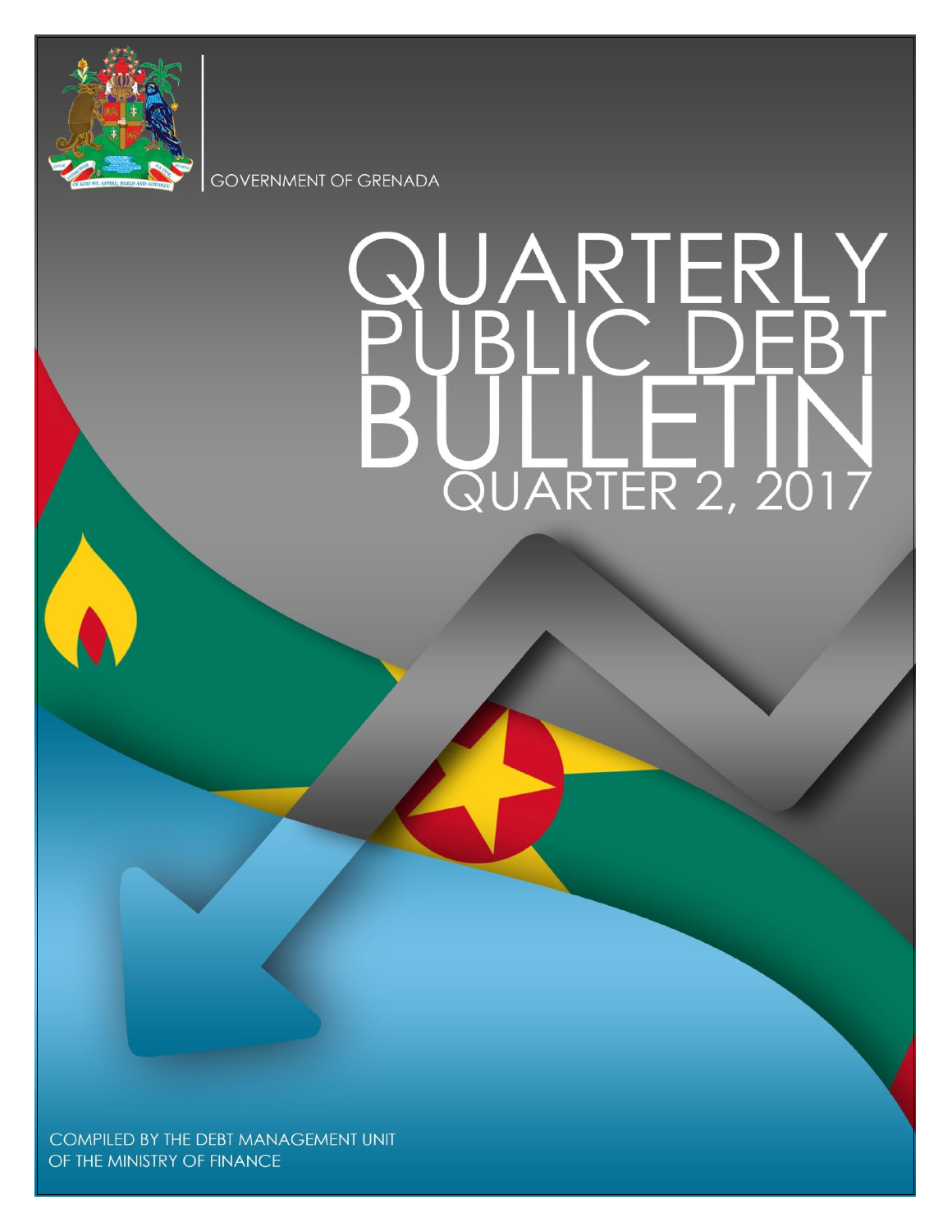GOVERNMENT OF GRENADA

# QUARTERLY PUBLIC DEBT BULLETIN

## QUARTER 2, 2017

COMPILED BY THE DEBT MANAGEMENT UNIT OF THE MINISTRY OF FINANCE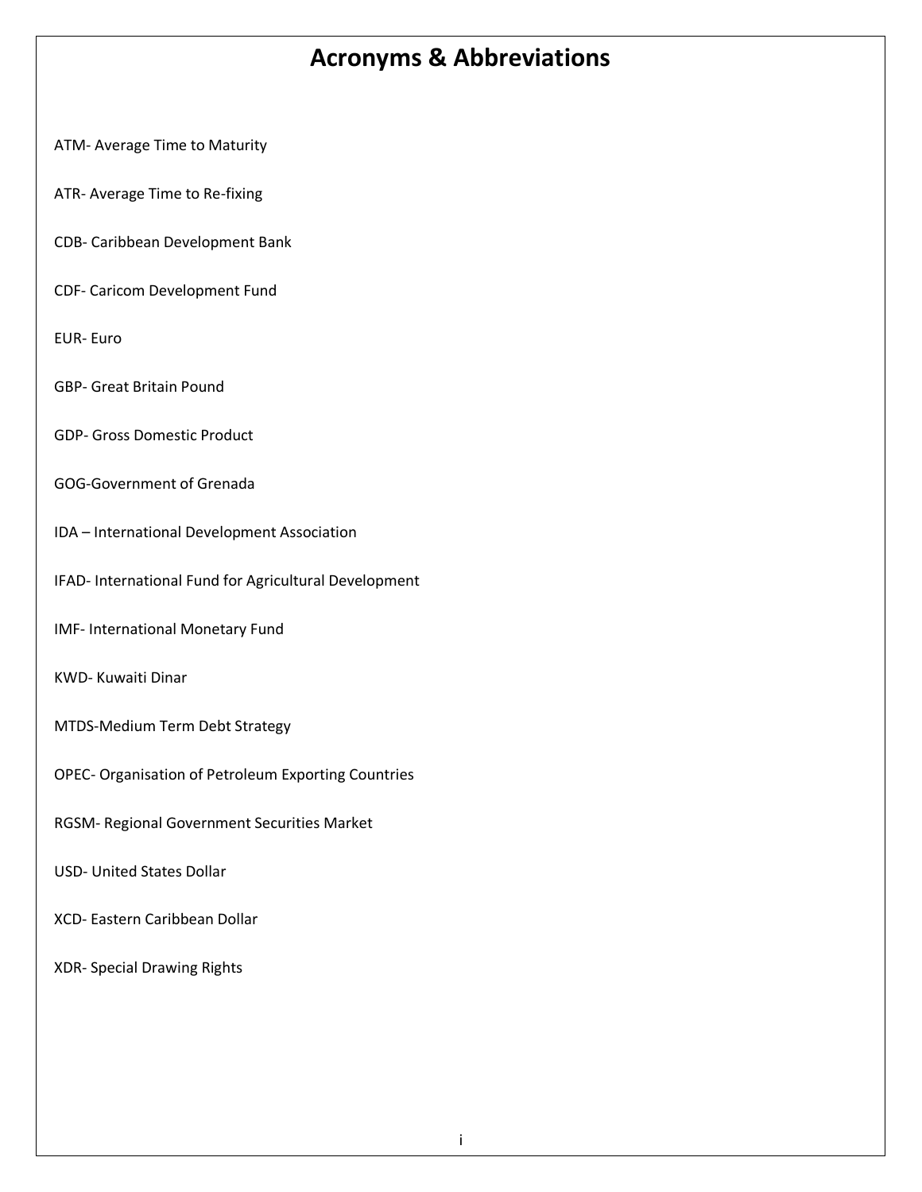# Acronyms & Abbreviations

ATM- Average Time to Maturity

ATR- Average Time to Re-fixing

CDB- Caribbean Development Bank

CDF- Caricom Development Fund

EUR- Euro

GBP- Great Britain Pound

GDP- Gross Domestic Product

GOG-Government of Grenada

IDA – International Development Association

IFAD- International Fund for Agricultural Development

IMF- International Monetary Fund

KWD- Kuwaiti Dinar

MTDS-Medium Term Debt Strategy

OPEC- Organisation of Petroleum Exporting Countries

RGSM- Regional Government Securities Market

USD- United States Dollar

XCD- Eastern Caribbean Dollar

XDR- Special Drawing Rights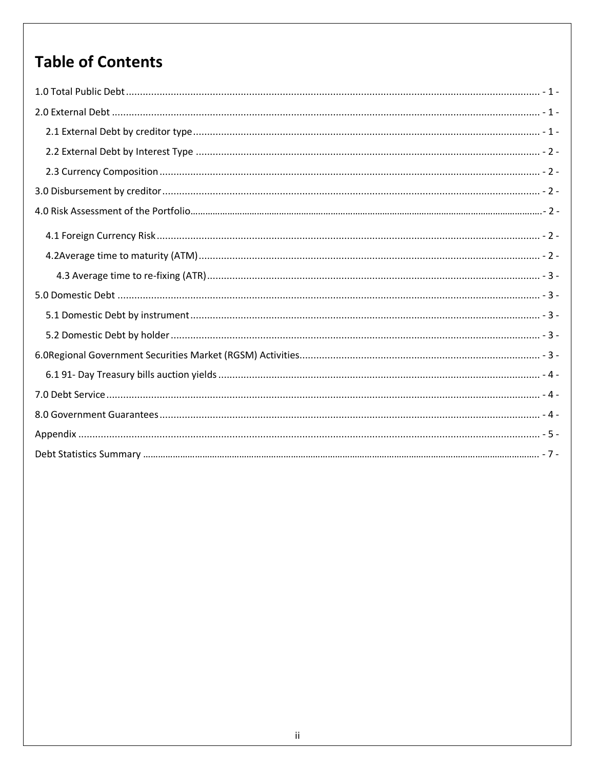# Table of Contents

1.0 Total Public Debt ........................................................ - 1 -

2.0 External Debt ........................................................ - 1 -

- 2.1 External Debt by creditor type ........................................................ - 1 -
- 2.2 External Debt by Interest Type ........................................................ - 2 -
- 2.3 Currency Composition ........................................................ - 2 -

3.0 Disbursement by creditor ........................................................ - 2 -

4.0 Risk Assessment of the Portfolio ........................................................ - 2 -

- 4.1 Foreign Currency Risk ........................................................ - 2 -
- 4.2Average time to maturity (ATM) ........................................................ - 2 -
  - 4.3 Average time to re-fixing (ATR) ........................................................ - 3 -

5.0 Domestic Debt ........................................................ - 3 -

- 5.1 Domestic Debt by instrument ........................................................ - 3 -
- 5.2 Domestic Debt by holder ........................................................ - 3 -

6.0Regional Government Securities Market (RGSM) Activities ........................................................ - 3 -

- 6.1 91- Day Treasury bills auction yields ........................................................ - 4 -

7.0 Debt Service ........................................................ - 4 -

8.0 Government Guarantees ........................................................ - 4 -

Appendix ........................................................ - 5 -

Debt Statistics Summary ........................................................ - 7 -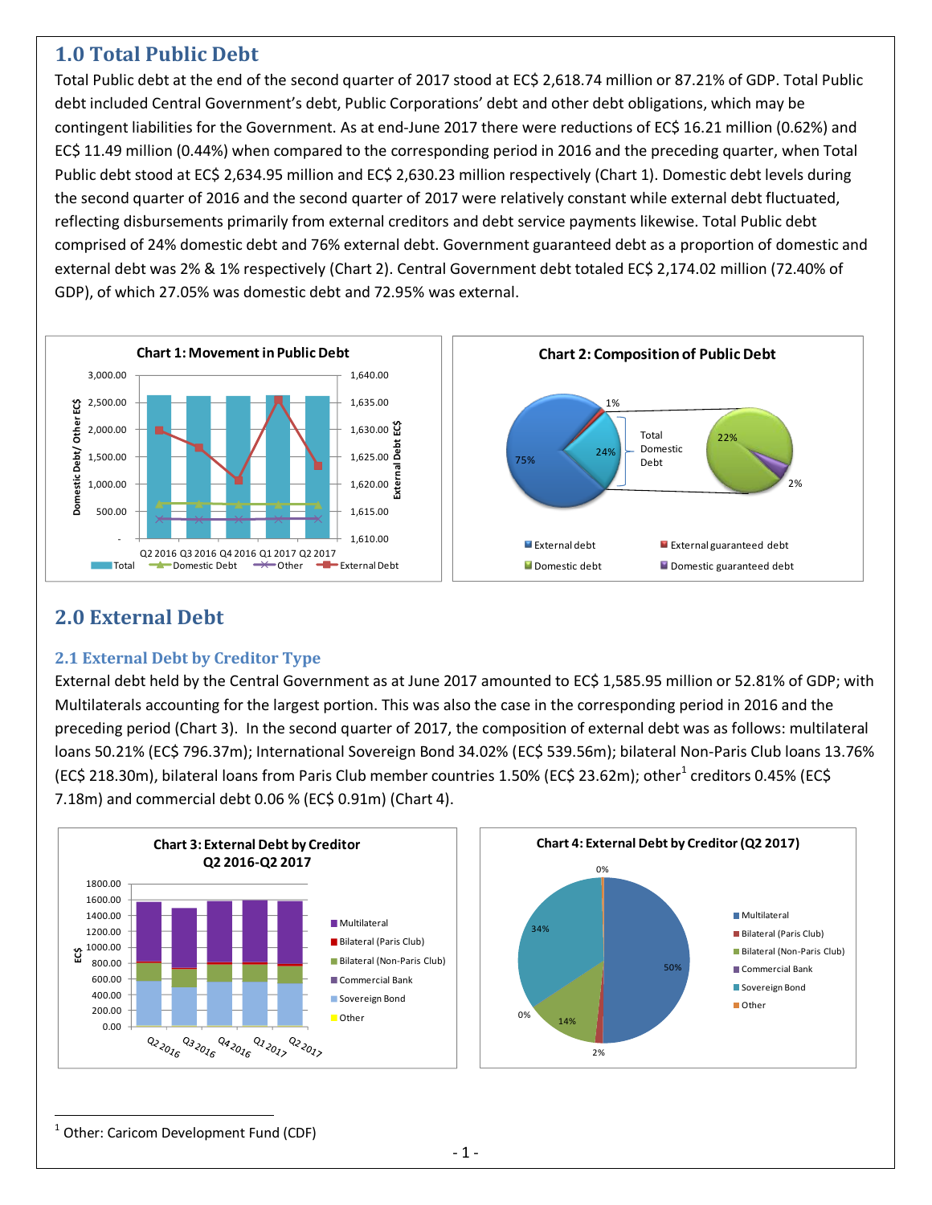# 1.0 Total Public Debt

Total Public debt at the end of the second quarter of 2017 stood at EC$ 2,618.74 million or 87.21% of GDP. Total Public debt included Central Government's debt, Public Corporations' debt and other debt obligations, which may be contingent liabilities for the Government. As at end-June 2017 there were reductions of EC$ 16.21 million (0.62%) and EC$ 11.49 million (0.44%) when compared to the corresponding period in 2016 and the preceding quarter, when Total Public debt stood at EC$ 2,634.95 million and EC$ 2,630.23 million respectively (Chart 1). Domestic debt levels during the second quarter of 2016 and the second quarter of 2017 were relatively constant while external debt fluctuated, reflecting disbursements primarily from external creditors and debt service payments likewise. Total Public debt comprised of 24% domestic debt and 76% external debt. Government guaranteed debt as a proportion of domestic and external debt was 2% & 1% respectively (Chart 2). Central Government debt totaled EC$ 2,174.02 million (72.40% of GDP), of which 27.05% was domestic debt and 72.95% was external.

**Chart 1: Movement in Public Debt**

**Chart 2: Composition of Public Debt**

# 2.0 External Debt

## 2.1 External Debt by Creditor Type

External debt held by the Central Government as at June 2017 amounted to EC$ 1,585.95 million or 52.81% of GDP; with Multilaterals accounting for the largest portion. This was also the case in the corresponding period in 2016 and the preceding period (Chart 3). In the second quarter of 2017, the composition of external debt was as follows: multilateral loans 50.21% (EC$ 796.37m); International Sovereign Bond 34.02% (EC$ 539.56m); bilateral Non-Paris Club loans 13.76% (EC$ 218.30m), bilateral loans from Paris Club member countries 1.50% (EC$ 23.62m); other[1] creditors 0.45% (EC$ 7.18m) and commercial debt 0.06 % (EC$ 0.91m) (Chart 4).

**Chart 3: External Debt by Creditor Q2 2016-Q2 2017**

**Chart 4: External Debt by Creditor (Q2 2017)**

[1] Other: Caricom Development Fund (CDF)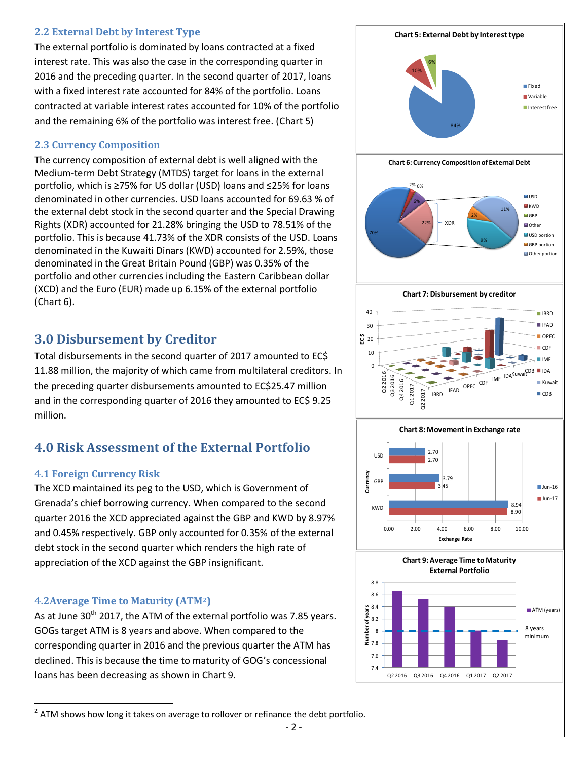### 2.2 External Debt by Interest Type

The external portfolio is dominated by loans contracted at a fixed interest rate. This was also the case in the corresponding quarter in 2016 and the preceding quarter. In the second quarter of 2017, loans with a fixed interest rate accounted for 84% of the portfolio. Loans contracted at variable interest rates accounted for 10% of the portfolio and the remaining 6% of the portfolio was interest free. (Chart 5)

### 2.3 Currency Composition

The currency composition of external debt is well aligned with the Medium-term Debt Strategy (MTDS) target for loans in the external portfolio, which is ≥75% for US dollar (USD) loans and ≤25% for loans denominated in other currencies. USD loans accounted for 69.63 % of the external debt stock in the second quarter and the Special Drawing Rights (XDR) accounted for 21.28% bringing the USD to 78.51% of the portfolio. This is because 41.73% of the XDR consists of the USD. Loans denominated in the Kuwaiti Dinars (KWD) accounted for 2.59%, those denominated in the Great Britain Pound (GBP) was 0.35% of the portfolio and other currencies including the Eastern Caribbean dollar (XCD) and the Euro (EUR) made up 6.15% of the external portfolio (Chart 6).

## 3.0 Disbursement by Creditor

Total disbursements in the second quarter of 2017 amounted to EC$ 11.88 million, the majority of which came from multilateral creditors. In the preceding quarter disbursements amounted to EC$25.47 million and in the corresponding quarter of 2016 they amounted to EC$ 9.25 million.

## 4.0 Risk Assessment of the External Portfolio

### 4.1 Foreign Currency Risk

The XCD maintained its peg to the USD, which is Government of Grenada's chief borrowing currency. When compared to the second quarter 2016 the XCD appreciated against the GBP and KWD by 8.97% and 0.45% respectively. GBP only accounted for 0.35% of the external debt stock in the second quarter which renders the high rate of appreciation of the XCD against the GBP insignificant.

### 4.2Average Time to Maturity (ATM[2])

As at June 30th 2017, the ATM of the external portfolio was 7.85 years. GOGs target ATM is 8 years and above. When compared to the corresponding quarter in 2016 and the previous quarter the ATM has declined. This is because the time to maturity of GOG's concessional loans has been decreasing as shown in Chart 9.

**Chart 5: External Debt by Interest type**

| Interest type | Share |
|---|---|
| Fixed | 84% |
| Variable | 10% |
| Interest free | 6% |

**Chart 6: Currency Composition of External Debt**

| Currency | Share |
|---|---|
| USD | 70% |
| XDR | 22% |
| Other | 6% |
| KWD | 2% |
| GBP | 0% |

XDR breakdown: USD portion 9%, GBP portion 2%, Other portion 11%

**Chart 7: Disbursement by creditor**

**Chart 8: Movement in Exchange rate**

| Currency | Jun-16 | Jun-17 |
|---|---|---|
| USD | 2.70 | 2.70 |
| GBP | 3.79 | 3.45 |
| KWD | 8.94 | 8.90 |

**Chart 9: Average Time to Maturity External Portfolio**

ATM (years), 8 years minimum; Q2 2016, Q3 2016, Q4 2016, Q1 2017, Q2 2017

[2] ATM shows how long it takes on average to rollover or refinance the debt portfolio.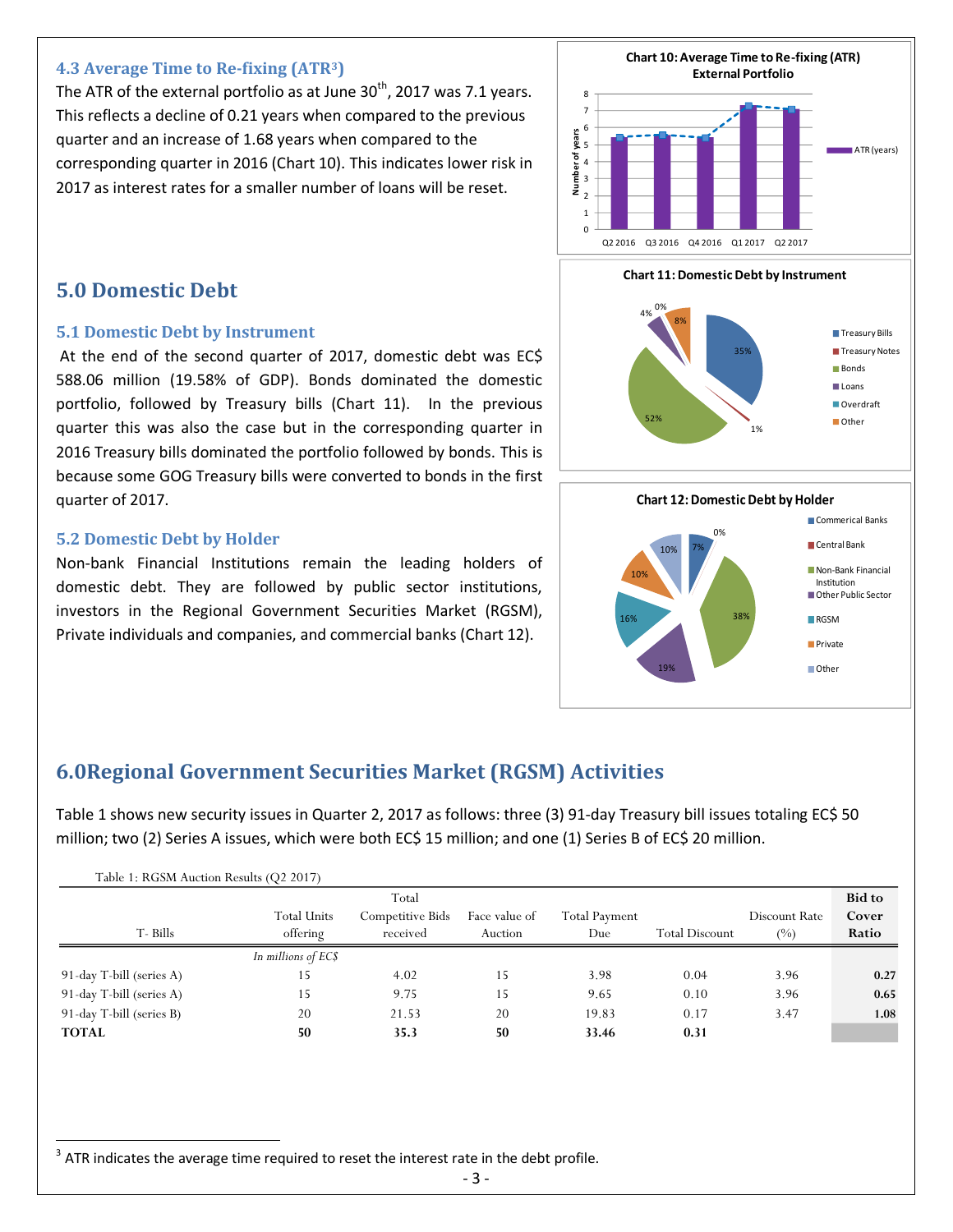### 4.3 Average Time to Re-fixing (ATR[3])

The ATR of the external portfolio as at June 30th, 2017 was 7.1 years. This reflects a decline of 0.21 years when compared to the previous quarter and an increase of 1.68 years when compared to the corresponding quarter in 2016 (Chart 10). This indicates lower risk in 2017 as interest rates for a smaller number of loans will be reset.

Chart 10: Average Time to Re-fixing (ATR) External Portfolio

Chart 11: Domestic Debt by Instrument

Chart 12: Domestic Debt by Holder

## 5.0 Domestic Debt

### 5.1 Domestic Debt by Instrument

At the end of the second quarter of 2017, domestic debt was EC$ 588.06 million (19.58% of GDP). Bonds dominated the domestic portfolio, followed by Treasury bills (Chart 11). In the previous quarter this was also the case but in the corresponding quarter in 2016 Treasury bills dominated the portfolio followed by bonds. This is because some GOG Treasury bills were converted to bonds in the first quarter of 2017.

### 5.2 Domestic Debt by Holder

Non-bank Financial Institutions remain the leading holders of domestic debt. They are followed by public sector institutions, investors in the Regional Government Securities Market (RGSM), Private individuals and companies, and commercial banks (Chart 12).

## 6.0 Regional Government Securities Market (RGSM) Activities

Table 1 shows new security issues in Quarter 2, 2017 as follows: three (3) 91-day Treasury bill issues totaling EC$ 50 million; two (2) Series A issues, which were both EC$ 15 million; and one (1) Series B of EC$ 20 million.

Table 1: RGSM Auction Results (Q2 2017)

| T- Bills | Total Units offering | Total Competitive Bids received | Face value of Auction | Total Payment Due | Total Discount | Discount Rate (%) | **Bid to Cover Ratio** |
|---|---|---|---|---|---|---|---|
| | *In millions of EC$* | | | | | | |
| 91-day T-bill (series A) | 15 | 4.02 | 15 | 3.98 | 0.04 | 3.96 | **0.27** |
| 91-day T-bill (series A) | 15 | 9.75 | 15 | 9.65 | 0.10 | 3.96 | **0.65** |
| 91-day T-bill (series B) | 20 | 21.53 | 20 | 19.83 | 0.17 | 3.47 | **1.08** |
| **TOTAL** | **50** | **35.3** | **50** | **33.46** | **0.31** | | |

[3] ATR indicates the average time required to reset the interest rate in the debt profile.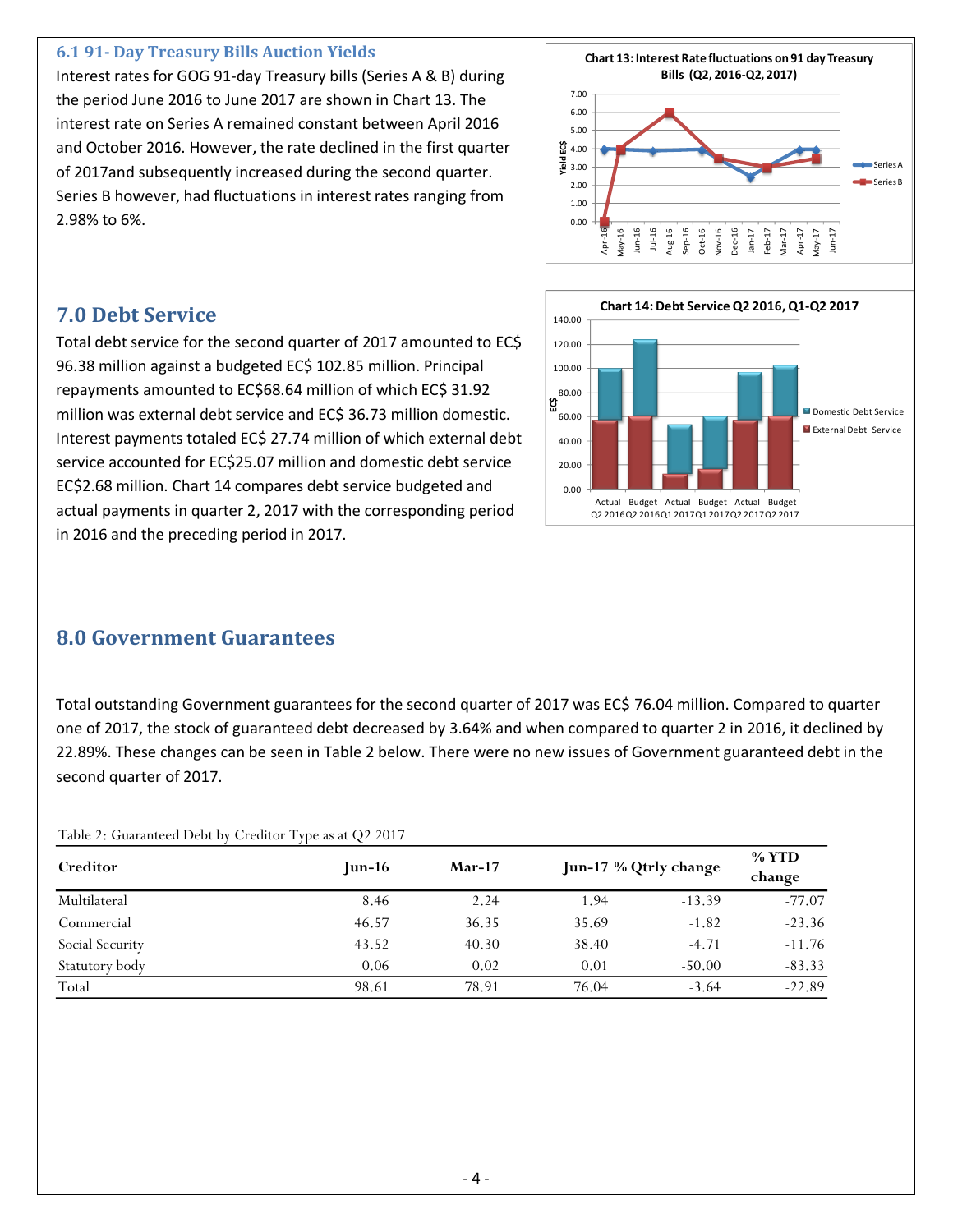### 6.1 91- Day Treasury Bills Auction Yields

Interest rates for GOG 91-day Treasury bills (Series A & B) during the period June 2016 to June 2017 are shown in Chart 13. The interest rate on Series A remained constant between April 2016 and October 2016. However, the rate declined in the first quarter of 2017and subsequently increased during the second quarter. Series B however, had fluctuations in interest rates ranging from 2.98% to 6%.

## 7.0 Debt Service

Total debt service for the second quarter of 2017 amounted to EC$ 96.38 million against a budgeted EC$ 102.85 million. Principal repayments amounted to EC$68.64 million of which EC$ 31.92 million was external debt service and EC$ 36.73 million domestic. Interest payments totaled EC$ 27.74 million of which external debt service accounted for EC$25.07 million and domestic debt service EC$2.68 million. Chart 14 compares debt service budgeted and actual payments in quarter 2, 2017 with the corresponding period in 2016 and the preceding period in 2017.

## 8.0 Government Guarantees

Total outstanding Government guarantees for the second quarter of 2017 was EC$ 76.04 million. Compared to quarter one of 2017, the stock of guaranteed debt decreased by 3.64% and when compared to quarter 2 in 2016, it declined by 22.89%. These changes can be seen in Table 2 below. There were no new issues of Government guaranteed debt in the second quarter of 2017.

Table 2: Guaranteed Debt by Creditor Type as at Q2 2017

| Creditor | Jun-16 | Mar-17 | Jun-17 | % Qtrly change | % YTD change |
|---|---|---|---|---|---|
| Multilateral | 8.46 | 2.24 | 1.94 | -13.39 | -77.07 |
| Commercial | 46.57 | 36.35 | 35.69 | -1.82 | -23.36 |
| Social Security | 43.52 | 40.30 | 38.40 | -4.71 | -11.76 |
| Statutory body | 0.06 | 0.02 | 0.01 | -50.00 | -83.33 |
| Total | 98.61 | 78.91 | 76.04 | -3.64 | -22.89 |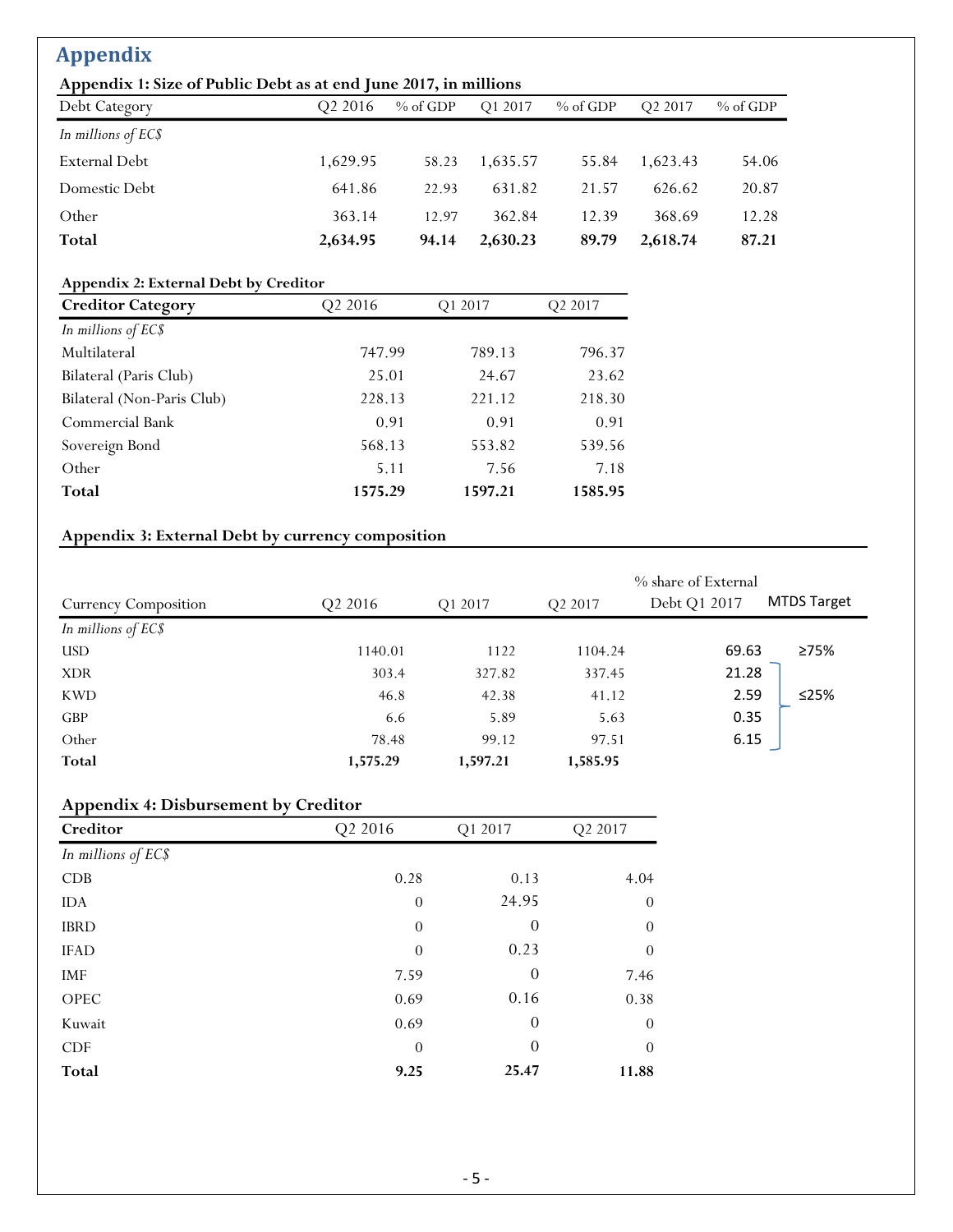# Appendix

### Appendix 1: Size of Public Debt as at end June 2017, in millions

| Debt Category | Q2 2016 | % of GDP | Q1 2017 | % of GDP | Q2 2017 | % of GDP |
|---|---|---|---|---|---|---|
| *In millions of EC$* | | | | | | |
| External Debt | 1,629.95 | 58.23 | 1,635.57 | 55.84 | 1,623.43 | 54.06 |
| Domestic Debt | 641.86 | 22.93 | 631.82 | 21.57 | 626.62 | 20.87 |
| Other | 363.14 | 12.97 | 362.84 | 12.39 | 368.69 | 12.28 |
| **Total** | **2,634.95** | **94.14** | **2,630.23** | **89.79** | **2,618.74** | **87.21** |

### Appendix 2: External Debt by Creditor

| Creditor Category | Q2 2016 | Q1 2017 | Q2 2017 |
|---|---|---|---|
| *In millions of EC$* | | | |
| Multilateral | 747.99 | 789.13 | 796.37 |
| Bilateral (Paris Club) | 25.01 | 24.67 | 23.62 |
| Bilateral (Non-Paris Club) | 228.13 | 221.12 | 218.30 |
| Commercial Bank | 0.91 | 0.91 | 0.91 |
| Sovereign Bond | 568.13 | 553.82 | 539.56 |
| Other | 5.11 | 7.56 | 7.18 |
| **Total** | **1575.29** | **1597.21** | **1585.95** |

### Appendix 3: External Debt by currency composition

| Currency Composition | Q2 2016 | Q1 2017 | Q2 2017 | % share of External Debt Q1 2017 | MTDS Target |
|---|---|---|---|---|---|
| *In millions of EC$* | | | | | |
| USD | 1140.01 | 1122 | 1104.24 | 69.63 | ≥75% |
| XDR | 303.4 | 327.82 | 337.45 | 21.28 | ≤25% |
| KWD | 46.8 | 42.38 | 41.12 | 2.59 | |
| GBP | 6.6 | 5.89 | 5.63 | 0.35 | |
| Other | 78.48 | 99.12 | 97.51 | 6.15 | |
| **Total** | **1,575.29** | **1,597.21** | **1,585.95** | | |

### Appendix 4: Disbursement by Creditor

| Creditor | Q2 2016 | Q1 2017 | Q2 2017 |
|---|---|---|---|
| *In millions of EC$* | | | |
| CDB | 0.28 | 0.13 | 4.04 |
| IDA | 0 | 24.95 | 0 |
| IBRD | 0 | 0 | 0 |
| IFAD | 0 | 0.23 | 0 |
| IMF | 7.59 | 0 | 7.46 |
| OPEC | 0.69 | 0.16 | 0.38 |
| Kuwait | 0.69 | 0 | 0 |
| CDF | 0 | 0 | 0 |
| **Total** | **9.25** | **25.47** | **11.88** |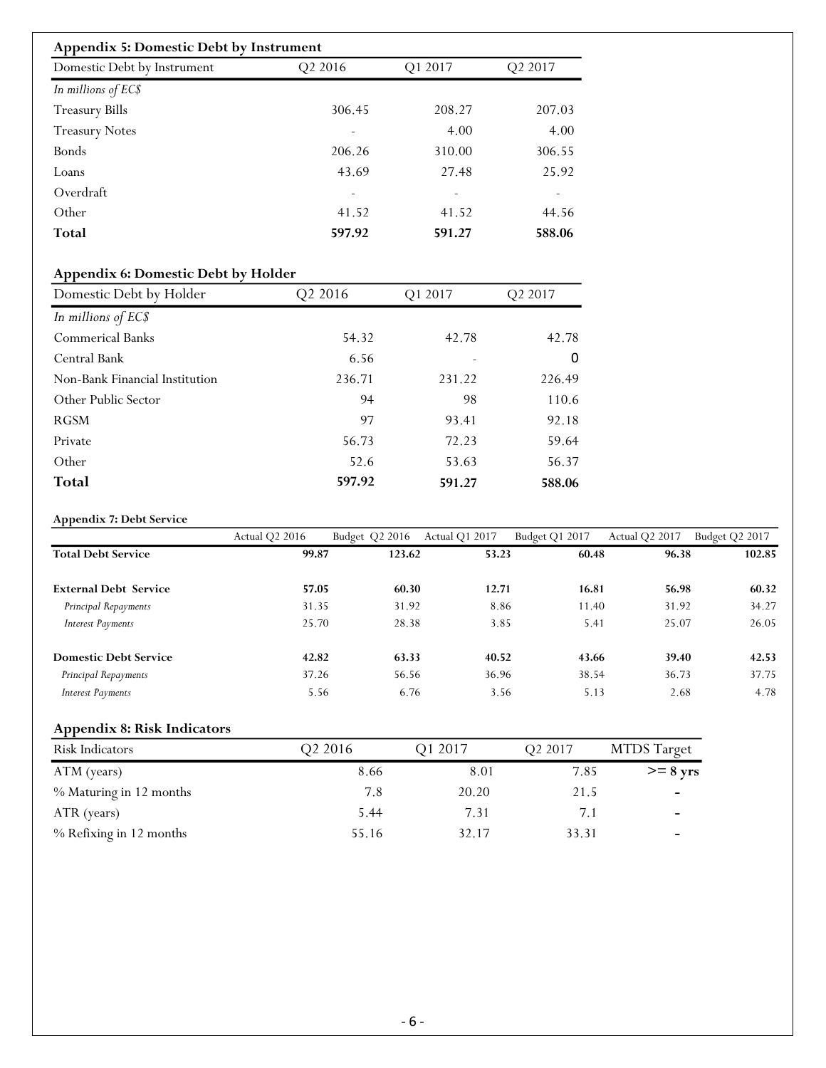### Appendix 5: Domestic Debt by Instrument

| Domestic Debt by Instrument | Q2 2016 | Q1 2017 | Q2 2017 |
|---|---|---|---|
| *In millions of EC$* | | | |
| Treasury Bills | 306.45 | 208.27 | 207.03 |
| Treasury Notes | - | 4.00 | 4.00 |
| Bonds | 206.26 | 310.00 | 306.55 |
| Loans | 43.69 | 27.48 | 25.92 |
| Overdraft | - | - | - |
| Other | 41.52 | 41.52 | 44.56 |
| **Total** | **597.92** | **591.27** | **588.06** |

### Appendix 6: Domestic Debt by Holder

| Domestic Debt by Holder | Q2 2016 | Q1 2017 | Q2 2017 |
|---|---|---|---|
| *In millions of EC$* | | | |
| Commerical Banks | 54.32 | 42.78 | 42.78 |
| Central Bank | 6.56 | - | 0 |
| Non-Bank Financial Institution | 236.71 | 231.22 | 226.49 |
| Other Public Sector | 94 | 98 | 110.6 |
| RGSM | 97 | 93.41 | 92.18 |
| Private | 56.73 | 72.23 | 59.64 |
| Other | 52.6 | 53.63 | 56.37 |
| **Total** | **597.92** | **591.27** | **588.06** |

### Appendix 7: Debt Service

| | Actual Q2 2016 | Budget Q2 2016 | Actual Q1 2017 | Budget Q1 2017 | Actual Q2 2017 | Budget Q2 2017 |
|---|---|---|---|---|---|---|
| **Total Debt Service** | **99.87** | **123.62** | **53.23** | **60.48** | **96.38** | **102.85** |
| **External Debt Service** | **57.05** | **60.30** | **12.71** | **16.81** | **56.98** | **60.32** |
| *Principal Repayments* | 31.35 | 31.92 | 8.86 | 11.40 | 31.92 | 34.27 |
| *Interest Payments* | 25.70 | 28.38 | 3.85 | 5.41 | 25.07 | 26.05 |
| **Domestic Debt Service** | **42.82** | **63.33** | **40.52** | **43.66** | **39.40** | **42.53** |
| *Principal Repayments* | 37.26 | 56.56 | 36.96 | 38.54 | 36.73 | 37.75 |
| *Interest Payments* | 5.56 | 6.76 | 3.56 | 5.13 | 2.68 | 4.78 |

### Appendix 8: Risk Indicators

| Risk Indicators | Q2 2016 | Q1 2017 | Q2 2017 | MTDS Target |
|---|---|---|---|---|
| ATM (years) | 8.66 | 8.01 | 7.85 | **>= 8 yrs** |
| % Maturing in 12 months | 7.8 | 20.20 | 21.5 | - |
| ATR (years) | 5.44 | 7.31 | 7.1 | - |
| % Refixing in 12 months | 55.16 | 32.17 | 33.31 | - |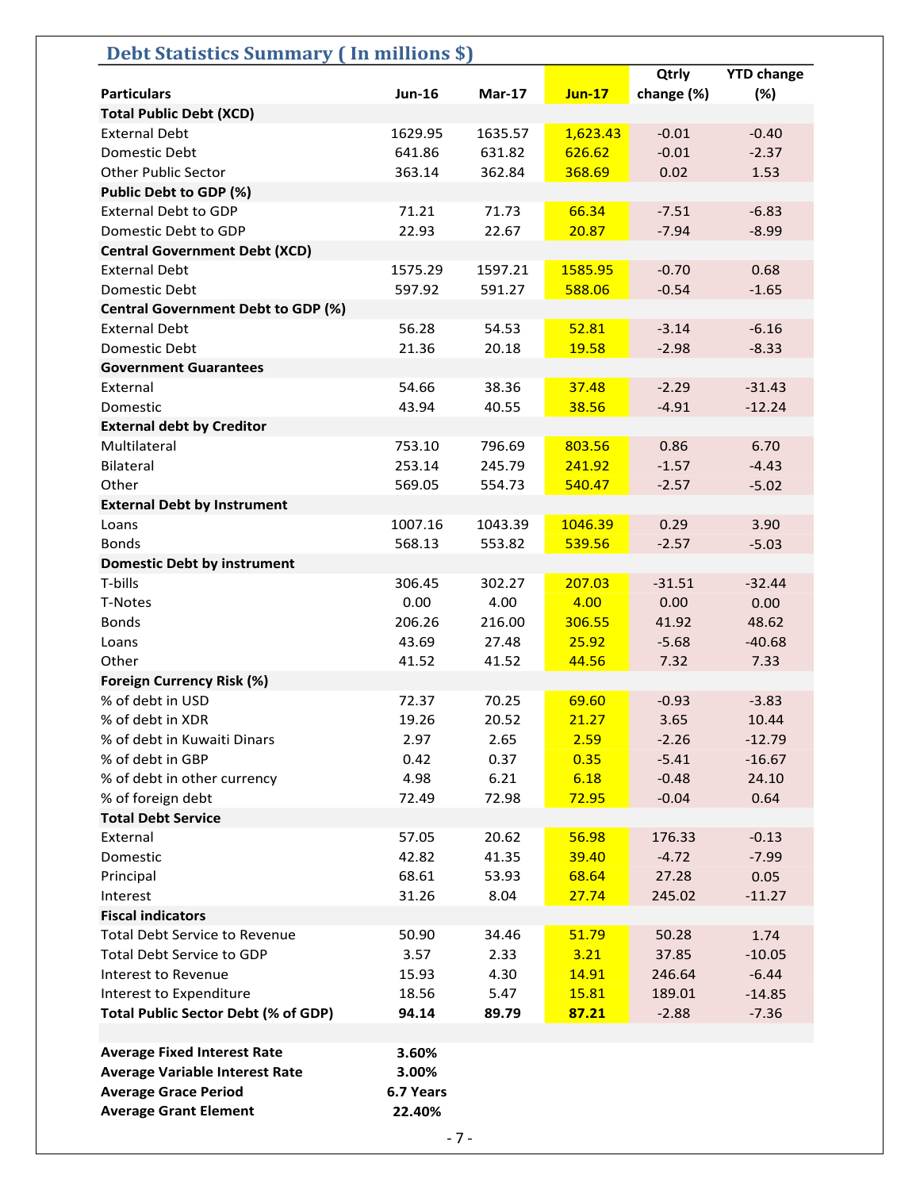## Debt Statistics Summary ( In millions $)

| Particulars | Jun-16 | Mar-17 | Jun-17 | Qtrly change (%) | YTD change (%) |
|---|---|---|---|---|---|
| **Total Public Debt (XCD)** | | | | | |
| External Debt | 1629.95 | 1635.57 | 1,623.43 | -0.01 | -0.40 |
| Domestic Debt | 641.86 | 631.82 | 626.62 | -0.01 | -2.37 |
| Other Public Sector | 363.14 | 362.84 | 368.69 | 0.02 | 1.53 |
| **Public Debt to GDP (%)** | | | | | |
| External Debt to GDP | 71.21 | 71.73 | 66.34 | -7.51 | -6.83 |
| Domestic Debt to GDP | 22.93 | 22.67 | 20.87 | -7.94 | -8.99 |
| **Central Government Debt (XCD)** | | | | | |
| External Debt | 1575.29 | 1597.21 | 1585.95 | -0.70 | 0.68 |
| Domestic Debt | 597.92 | 591.27 | 588.06 | -0.54 | -1.65 |
| **Central Government Debt to GDP (%)** | | | | | |
| External Debt | 56.28 | 54.53 | 52.81 | -3.14 | -6.16 |
| Domestic Debt | 21.36 | 20.18 | 19.58 | -2.98 | -8.33 |
| **Government Guarantees** | | | | | |
| External | 54.66 | 38.36 | 37.48 | -2.29 | -31.43 |
| Domestic | 43.94 | 40.55 | 38.56 | -4.91 | -12.24 |
| **External debt by Creditor** | | | | | |
| Multilateral | 753.10 | 796.69 | 803.56 | 0.86 | 6.70 |
| Bilateral | 253.14 | 245.79 | 241.92 | -1.57 | -4.43 |
| Other | 569.05 | 554.73 | 540.47 | -2.57 | -5.02 |
| **External Debt by Instrument** | | | | | |
| Loans | 1007.16 | 1043.39 | 1046.39 | 0.29 | 3.90 |
| Bonds | 568.13 | 553.82 | 539.56 | -2.57 | -5.03 |
| **Domestic Debt by instrument** | | | | | |
| T-bills | 306.45 | 302.27 | 207.03 | -31.51 | -32.44 |
| T-Notes | 0.00 | 4.00 | 4.00 | 0.00 | 0.00 |
| Bonds | 206.26 | 216.00 | 306.55 | 41.92 | 48.62 |
| Loans | 43.69 | 27.48 | 25.92 | -5.68 | -40.68 |
| Other | 41.52 | 41.52 | 44.56 | 7.32 | 7.33 |
| **Foreign Currency Risk (%)** | | | | | |
| % of debt in USD | 72.37 | 70.25 | 69.60 | -0.93 | -3.83 |
| % of debt in XDR | 19.26 | 20.52 | 21.27 | 3.65 | 10.44 |
| % of debt in Kuwaiti Dinars | 2.97 | 2.65 | 2.59 | -2.26 | -12.79 |
| % of debt in GBP | 0.42 | 0.37 | 0.35 | -5.41 | -16.67 |
| % of debt in other currency | 4.98 | 6.21 | 6.18 | -0.48 | 24.10 |
| % of foreign debt | 72.49 | 72.98 | 72.95 | -0.04 | 0.64 |
| **Total Debt Service** | | | | | |
| External | 57.05 | 20.62 | 56.98 | 176.33 | -0.13 |
| Domestic | 42.82 | 41.35 | 39.40 | -4.72 | -7.99 |
| Principal | 68.61 | 53.93 | 68.64 | 27.28 | 0.05 |
| Interest | 31.26 | 8.04 | 27.74 | 245.02 | -11.27 |
| **Fiscal indicators** | | | | | |
| Total Debt Service to Revenue | 50.90 | 34.46 | 51.79 | 50.28 | 1.74 |
| Total Debt Service to GDP | 3.57 | 2.33 | 3.21 | 37.85 | -10.05 |
| Interest to Revenue | 15.93 | 4.30 | 14.91 | 246.64 | -6.44 |
| Interest to Expenditure | 18.56 | 5.47 | 15.81 | 189.01 | -14.85 |
| **Total Public Sector Debt (% of GDP)** | **94.14** | **89.79** | **87.21** | -2.88 | -7.36 |

| | |
|---|---|
| **Average Fixed Interest Rate** | **3.60%** |
| **Average Variable Interest Rate** | **3.00%** |
| **Average Grace Period** | **6.7 Years** |
| **Average Grant Element** | **22.40%** |